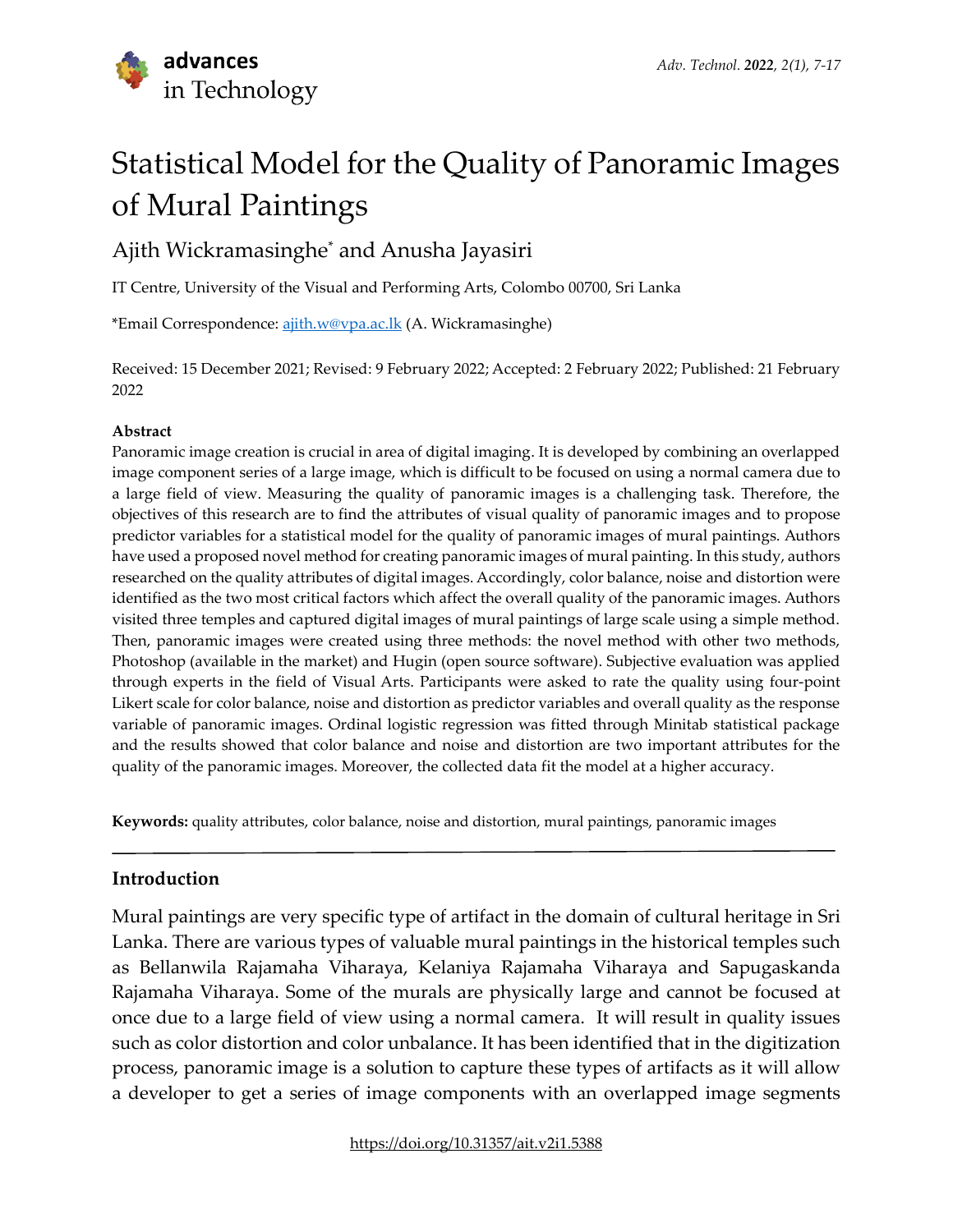# Statistical Model for the Quality of Panoramic Images of Mural Paintings

Ajith Wickramasinghe* and Anusha Jayasiri

IT Centre, University of the Visual and Performing Arts, Colombo 00700, Sri Lanka

*Email Correspondence: ajith.w@vpa.ac.lk (A. Wickramasinghe)

Received: 15 December 2021; Revised: 9 February 2022; Accepted: 2 February 2022; Published: 21 February 2022

#### Abstract

Panoramic image creation is crucial in area of digital imaging. It is developed by combining an overlapped image component series of a large image, which is difficult to be focused on using a normal camera due to a large field of view. Measuring the quality of panoramic images is a challenging task. Therefore, the objectives of this research are to find the attributes of visual quality of panoramic images and to propose predictor variables for a statistical model for the quality of panoramic images of mural paintings. Authors have used a proposed novel method for creating panoramic images of mural painting. In this study, authors researched on the quality attributes of digital images. Accordingly, color balance, noise and distortion were identified as the two most critical factors which affect the overall quality of the panoramic images. Authors visited three temples and captured digital images of mural paintings of large scale using a simple method. Then, panoramic images were created using three methods: the novel method with other two methods, Photoshop (available in the market) and Hugin (open source software). Subjective evaluation was applied through experts in the field of Visual Arts. Participants were asked to rate the quality using four-point Likert scale for color balance, noise and distortion as predictor variables and overall quality as the response variable of panoramic images. Ordinal logistic regression was fitted through Minitab statistical package and the results showed that color balance and noise and distortion are two important attributes for the quality of the panoramic images. Moreover, the collected data fit the model at a higher accuracy.

**Keywords:** quality attributes, color balance, noise and distortion, mural paintings, panoramic images

## Introduction

Mural paintings are very specific type of artifact in the domain of cultural heritage in Sri Lanka. There are various types of valuable mural paintings in the historical temples such as Bellanwila Rajamaha Viharaya, Kelaniya Rajamaha Viharaya and Sapugaskanda Rajamaha Viharaya. Some of the murals are physically large and cannot be focused at once due to a large field of view using a normal camera. It will result in quality issues such as color distortion and color unbalance. It has been identified that in the digitization process, panoramic image is a solution to capture these types of artifacts as it will allow a developer to get a series of image components with an overlapped image segments

https://doi.org/10.31357/ait.v2i1.5388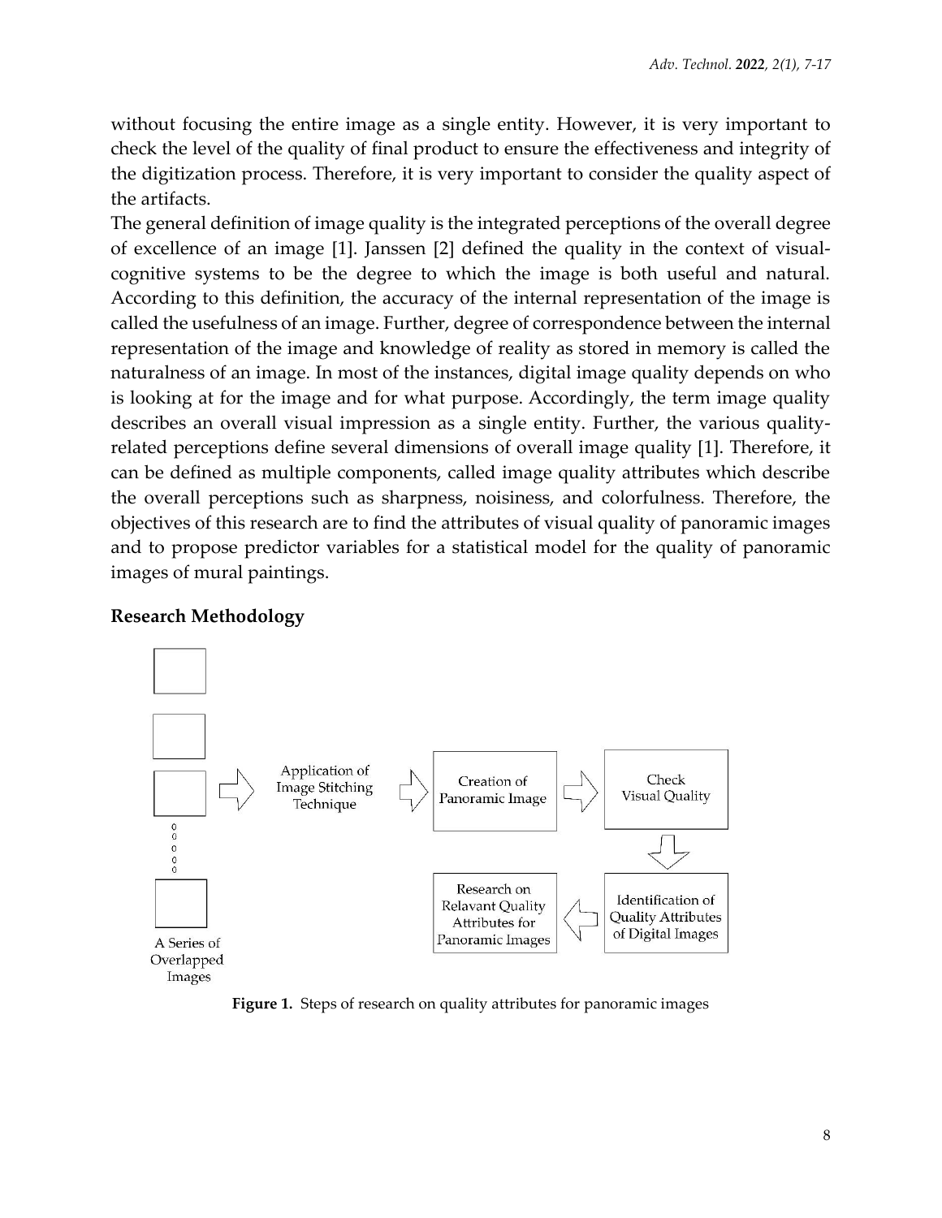without focusing the entire image as a single entity. However, it is very important to check the level of the quality of final product to ensure the effectiveness and integrity of the digitization process. Therefore, it is very important to consider the quality aspect of the artifacts.

The general definition of image quality is the integrated perceptions of the overall degree of excellence of an image [1]. Janssen [2] defined the quality in the context of visual-cognitive systems to be the degree to which the image is both useful and natural. According to this definition, the accuracy of the internal representation of the image is called the usefulness of an image. Further, degree of correspondence between the internal representation of the image and knowledge of reality as stored in memory is called the naturalness of an image. In most of the instances, digital image quality depends on who is looking at for the image and for what purpose. Accordingly, the term image quality describes an overall visual impression as a single entity. Further, the various quality-related perceptions define several dimensions of overall image quality [1]. Therefore, it can be defined as multiple components, called image quality attributes which describe the overall perceptions such as sharpness, noisiness, and colorfulness. Therefore, the objectives of this research are to find the attributes of visual quality of panoramic images and to propose predictor variables for a statistical model for the quality of panoramic images of mural paintings.

## Research Methodology

A Series of Overlapped Images → Application of Image Stitching Technique → Creation of Panoramic Image → Check Visual Quality → Identification of Quality Attributes of Digital Images → Research on Relavant Quality Attributes for Panoramic Images

**Figure 1.** Steps of research on quality attributes for panoramic images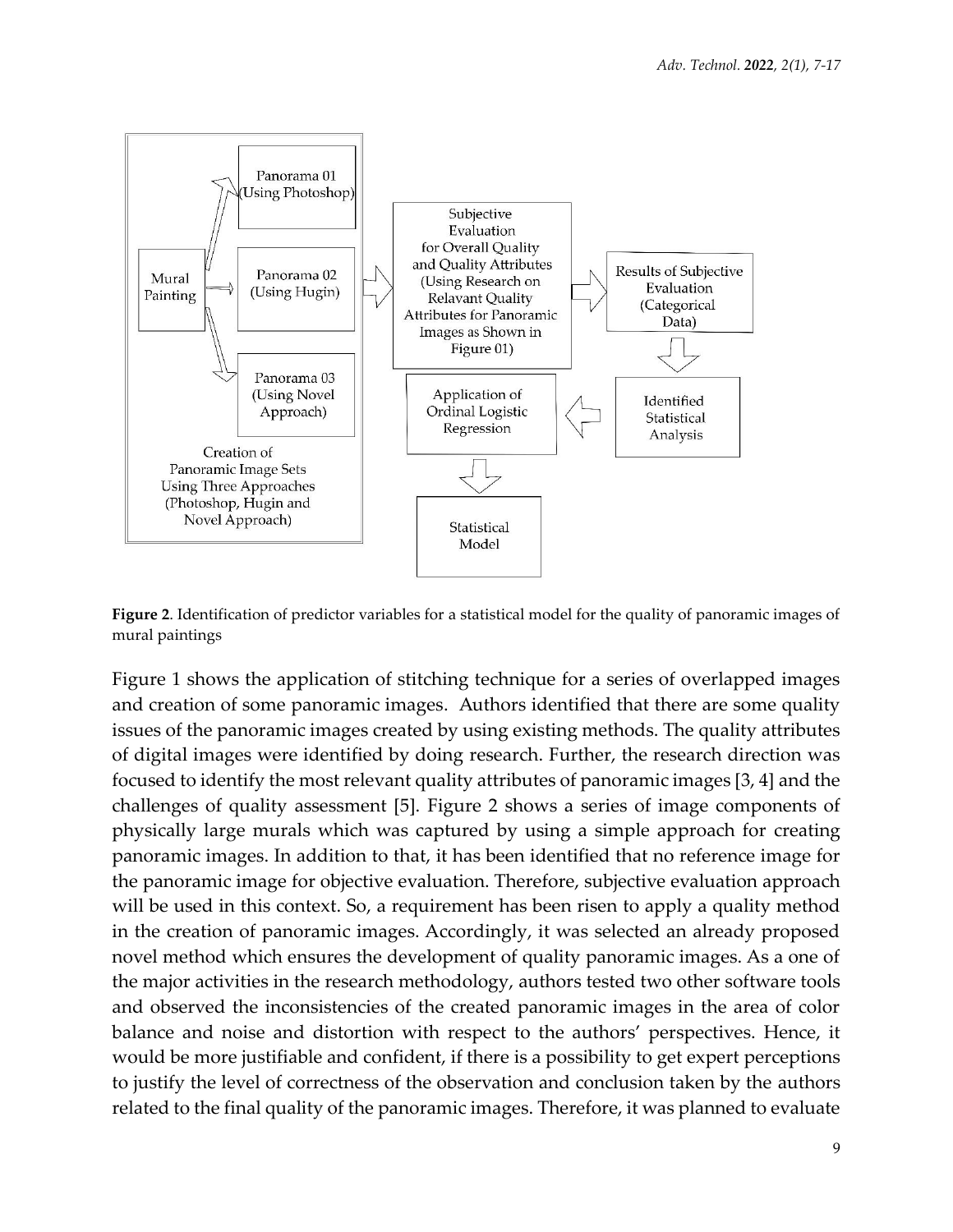**Figure 2**. Identification of predictor variables for a statistical model for the quality of panoramic images of mural paintings

Figure 1 shows the application of stitching technique for a series of overlapped images and creation of some panoramic images. Authors identified that there are some quality issues of the panoramic images created by using existing methods. The quality attributes of digital images were identified by doing research. Further, the research direction was focused to identify the most relevant quality attributes of panoramic images [3, 4] and the challenges of quality assessment [5]. Figure 2 shows a series of image components of physically large murals which was captured by using a simple approach for creating panoramic images. In addition to that, it has been identified that no reference image for the panoramic image for objective evaluation. Therefore, subjective evaluation approach will be used in this context. So, a requirement has been risen to apply a quality method in the creation of panoramic images. Accordingly, it was selected an already proposed novel method which ensures the development of quality panoramic images. As a one of the major activities in the research methodology, authors tested two other software tools and observed the inconsistencies of the created panoramic images in the area of color balance and noise and distortion with respect to the authors' perspectives. Hence, it would be more justifiable and confident, if there is a possibility to get expert perceptions to justify the level of correctness of the observation and conclusion taken by the authors related to the final quality of the panoramic images. Therefore, it was planned to evaluate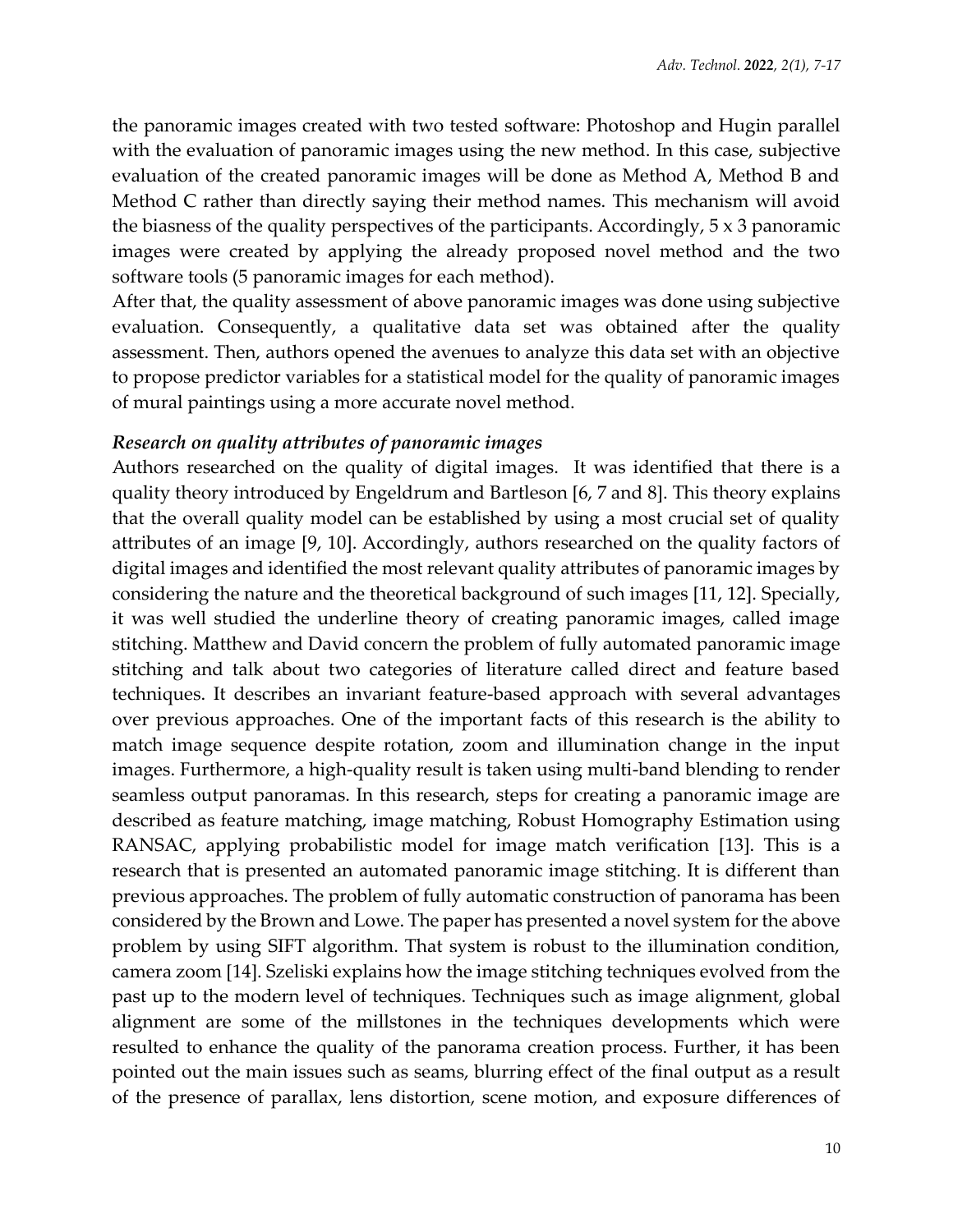the panoramic images created with two tested software: Photoshop and Hugin parallel with the evaluation of panoramic images using the new method. In this case, subjective evaluation of the created panoramic images will be done as Method A, Method B and Method C rather than directly saying their method names. This mechanism will avoid the biasness of the quality perspectives of the participants. Accordingly, 5 x 3 panoramic images were created by applying the already proposed novel method and the two software tools (5 panoramic images for each method).

After that, the quality assessment of above panoramic images was done using subjective evaluation. Consequently, a qualitative data set was obtained after the quality assessment. Then, authors opened the avenues to analyze this data set with an objective to propose predictor variables for a statistical model for the quality of panoramic images of mural paintings using a more accurate novel method.

***Research on quality attributes of panoramic images***

Authors researched on the quality of digital images. It was identified that there is a quality theory introduced by Engeldrum and Bartleson [6, 7 and 8]. This theory explains that the overall quality model can be established by using a most crucial set of quality attributes of an image [9, 10]. Accordingly, authors researched on the quality factors of digital images and identified the most relevant quality attributes of panoramic images by considering the nature and the theoretical background of such images [11, 12]. Specially, it was well studied the underline theory of creating panoramic images, called image stitching. Matthew and David concern the problem of fully automated panoramic image stitching and talk about two categories of literature called direct and feature based techniques. It describes an invariant feature-based approach with several advantages over previous approaches. One of the important facts of this research is the ability to match image sequence despite rotation, zoom and illumination change in the input images. Furthermore, a high-quality result is taken using multi-band blending to render seamless output panoramas. In this research, steps for creating a panoramic image are described as feature matching, image matching, Robust Homography Estimation using RANSAC, applying probabilistic model for image match verification [13]. This is a research that is presented an automated panoramic image stitching. It is different than previous approaches. The problem of fully automatic construction of panorama has been considered by the Brown and Lowe. The paper has presented a novel system for the above problem by using SIFT algorithm. That system is robust to the illumination condition, camera zoom [14]. Szeliski explains how the image stitching techniques evolved from the past up to the modern level of techniques. Techniques such as image alignment, global alignment are some of the millstones in the techniques developments which were resulted to enhance the quality of the panorama creation process. Further, it has been pointed out the main issues such as seams, blurring effect of the final output as a result of the presence of parallax, lens distortion, scene motion, and exposure differences of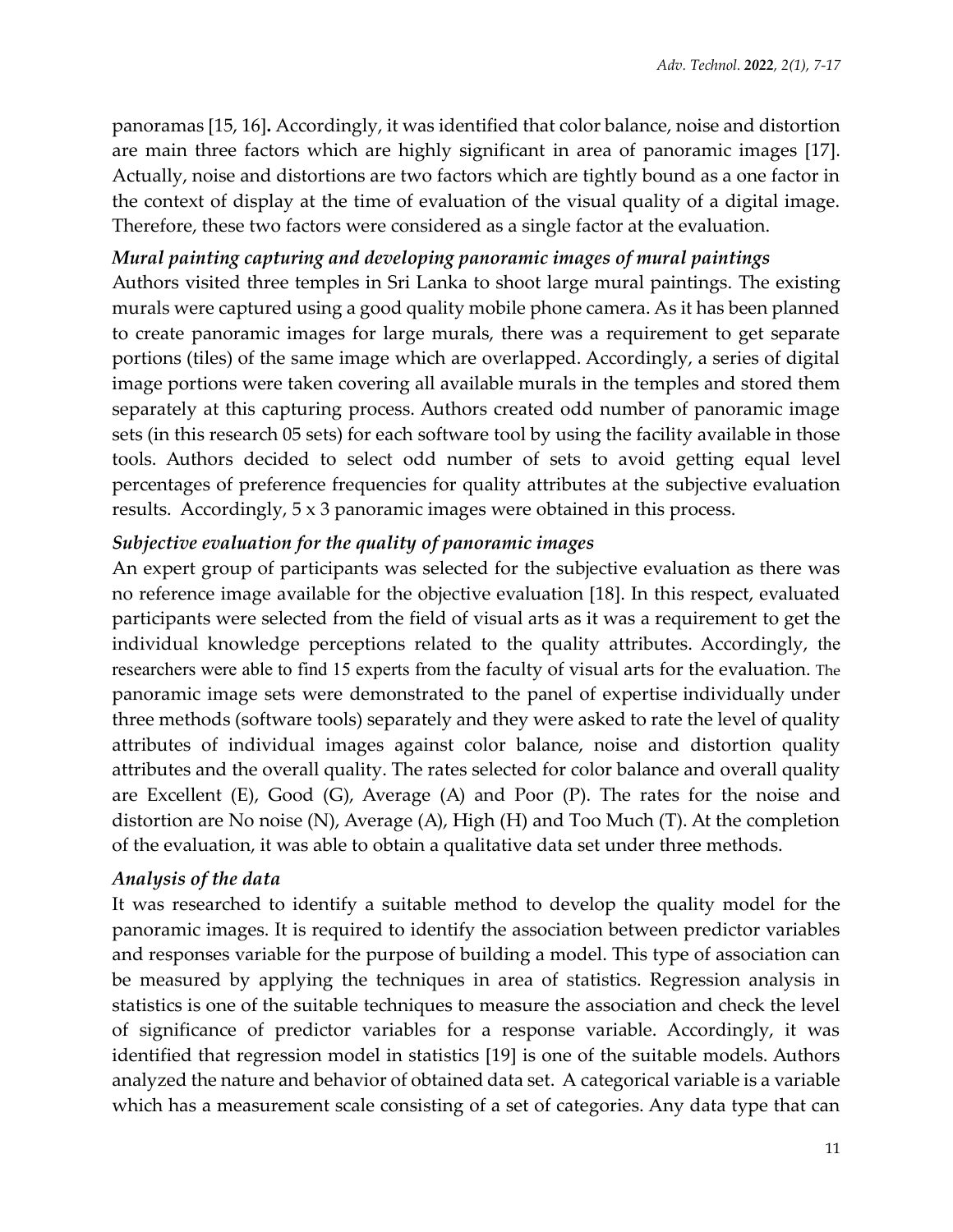panoramas [15, 16]**.** Accordingly, it was identified that color balance, noise and distortion are main three factors which are highly significant in area of panoramic images [17]. Actually, noise and distortions are two factors which are tightly bound as a one factor in the context of display at the time of evaluation of the visual quality of a digital image. Therefore, these two factors were considered as a single factor at the evaluation.

***Mural painting capturing and developing panoramic images of mural paintings***

Authors visited three temples in Sri Lanka to shoot large mural paintings. The existing murals were captured using a good quality mobile phone camera. As it has been planned to create panoramic images for large murals, there was a requirement to get separate portions (tiles) of the same image which are overlapped. Accordingly, a series of digital image portions were taken covering all available murals in the temples and stored them separately at this capturing process. Authors created odd number of panoramic image sets (in this research 05 sets) for each software tool by using the facility available in those tools. Authors decided to select odd number of sets to avoid getting equal level percentages of preference frequencies for quality attributes at the subjective evaluation results. Accordingly, 5 x 3 panoramic images were obtained in this process.

***Subjective evaluation for the quality of panoramic images***

An expert group of participants was selected for the subjective evaluation as there was no reference image available for the objective evaluation [18]. In this respect, evaluated participants were selected from the field of visual arts as it was a requirement to get the individual knowledge perceptions related to the quality attributes. Accordingly, the researchers were able to find 15 experts from the faculty of visual arts for the evaluation. The panoramic image sets were demonstrated to the panel of expertise individually under three methods (software tools) separately and they were asked to rate the level of quality attributes of individual images against color balance, noise and distortion quality attributes and the overall quality. The rates selected for color balance and overall quality are Excellent (E), Good (G), Average (A) and Poor (P). The rates for the noise and distortion are No noise (N), Average (A), High (H) and Too Much (T). At the completion of the evaluation, it was able to obtain a qualitative data set under three methods.

***Analysis of the data***

It was researched to identify a suitable method to develop the quality model for the panoramic images. It is required to identify the association between predictor variables and responses variable for the purpose of building a model. This type of association can be measured by applying the techniques in area of statistics. Regression analysis in statistics is one of the suitable techniques to measure the association and check the level of significance of predictor variables for a response variable. Accordingly, it was identified that regression model in statistics [19] is one of the suitable models. Authors analyzed the nature and behavior of obtained data set. A categorical variable is a variable which has a measurement scale consisting of a set of categories. Any data type that can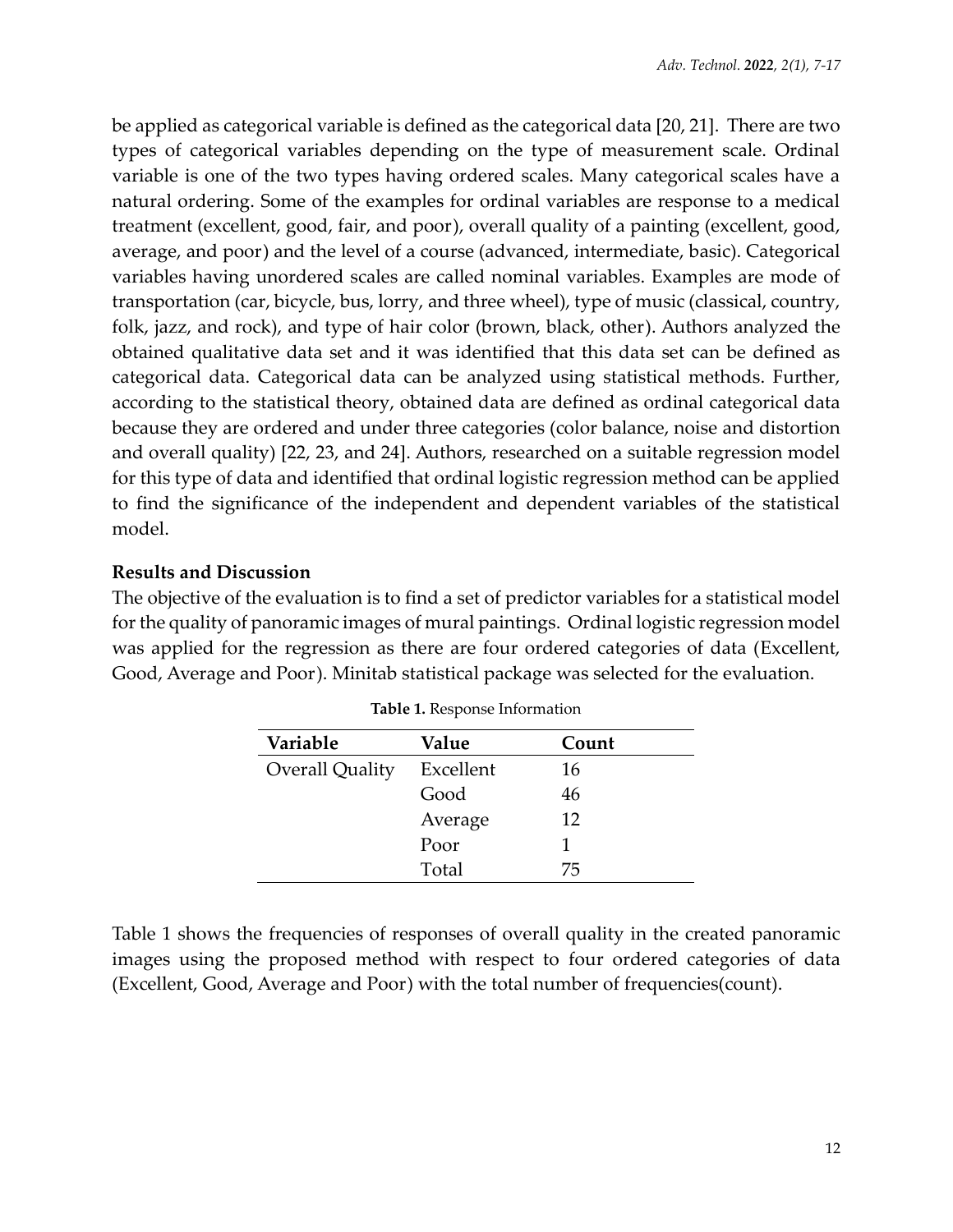be applied as categorical variable is defined as the categorical data [20, 21]. There are two types of categorical variables depending on the type of measurement scale. Ordinal variable is one of the two types having ordered scales. Many categorical scales have a natural ordering. Some of the examples for ordinal variables are response to a medical treatment (excellent, good, fair, and poor), overall quality of a painting (excellent, good, average, and poor) and the level of a course (advanced, intermediate, basic). Categorical variables having unordered scales are called nominal variables. Examples are mode of transportation (car, bicycle, bus, lorry, and three wheel), type of music (classical, country, folk, jazz, and rock), and type of hair color (brown, black, other). Authors analyzed the obtained qualitative data set and it was identified that this data set can be defined as categorical data. Categorical data can be analyzed using statistical methods. Further, according to the statistical theory, obtained data are defined as ordinal categorical data because they are ordered and under three categories (color balance, noise and distortion and overall quality) [22, 23, and 24]. Authors, researched on a suitable regression model for this type of data and identified that ordinal logistic regression method can be applied to find the significance of the independent and dependent variables of the statistical model.

**Results and Discussion**

The objective of the evaluation is to find a set of predictor variables for a statistical model for the quality of panoramic images of mural paintings. Ordinal logistic regression model was applied for the regression as there are four ordered categories of data (Excellent, Good, Average and Poor). Minitab statistical package was selected for the evaluation.

**Table 1.** Response Information

| Variable | Value | Count |
|---|---|---|
| Overall Quality | Excellent | 16 |
| | Good | 46 |
| | Average | 12 |
| | Poor | 1 |
| | Total | 75 |

Table 1 shows the frequencies of responses of overall quality in the created panoramic images using the proposed method with respect to four ordered categories of data (Excellent, Good, Average and Poor) with the total number of frequencies(count).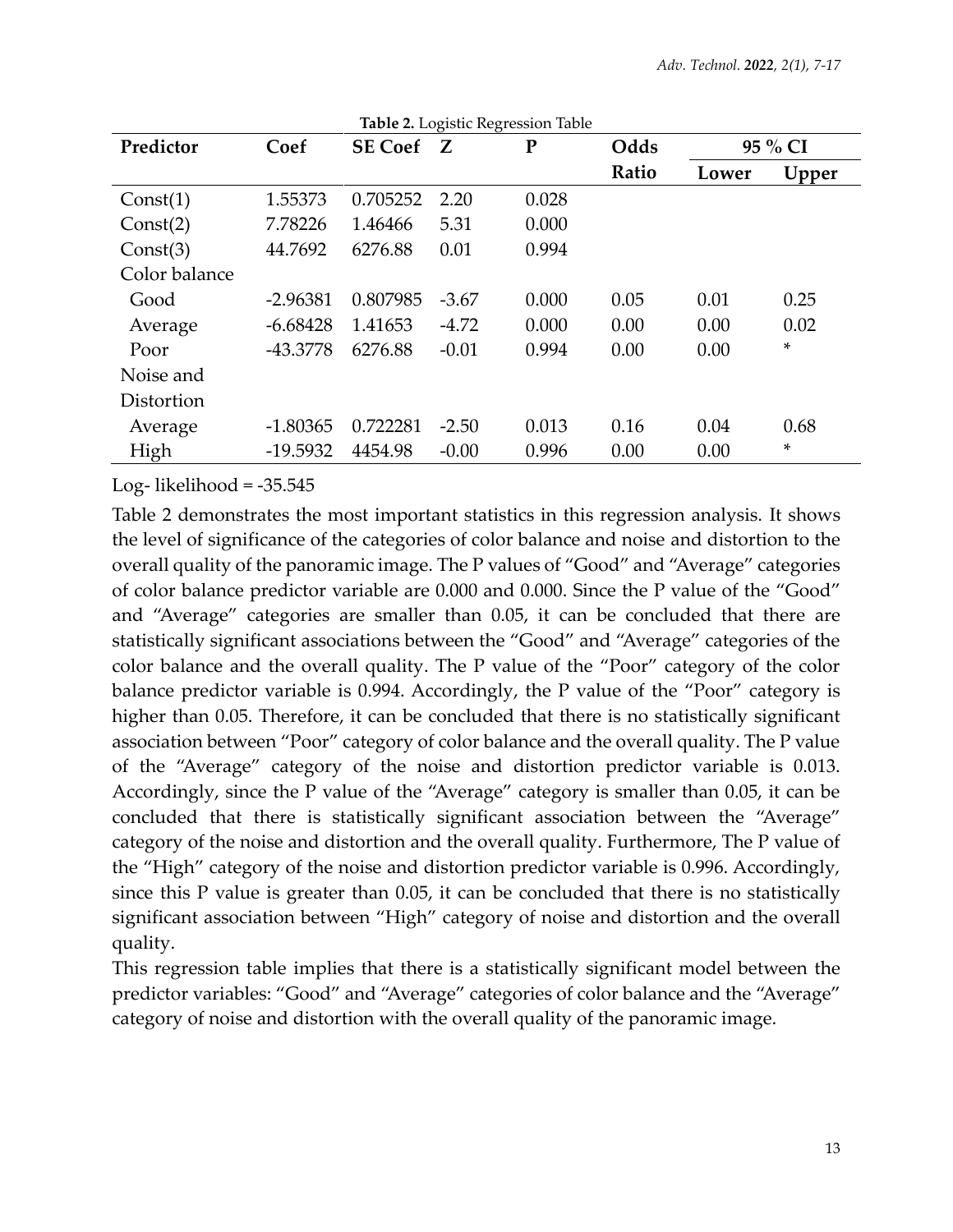**Table 2.** Logistic Regression Table

| Predictor | Coef | SE Coef | Z | P | Odds Ratio | 95 % CI | |
|---|---|---|---|---|---|---|---|
| | | | | | | Lower | Upper |
| Const(1) | 1.55373 | 0.705252 | 2.20 | 0.028 | | | |
| Const(2) | 7.78226 | 1.46466 | 5.31 | 0.000 | | | |
| Const(3) | 44.7692 | 6276.88 | 0.01 | 0.994 | | | |
| Color balance | | | | | | | |
| Good | -2.96381 | 0.807985 | -3.67 | 0.000 | 0.05 | 0.01 | 0.25 |
| Average | -6.68428 | 1.41653 | -4.72 | 0.000 | 0.00 | 0.00 | 0.02 |
| Poor | -43.3778 | 6276.88 | -0.01 | 0.994 | 0.00 | 0.00 | * |
| Noise and Distortion | | | | | | | |
| Average | -1.80365 | 0.722281 | -2.50 | 0.013 | 0.16 | 0.04 | 0.68 |
| High | -19.5932 | 4454.98 | -0.00 | 0.996 | 0.00 | 0.00 | * |

Log- likelihood = -35.545

Table 2 demonstrates the most important statistics in this regression analysis. It shows the level of significance of the categories of color balance and noise and distortion to the overall quality of the panoramic image. The P values of "Good" and "Average" categories of color balance predictor variable are 0.000 and 0.000. Since the P value of the "Good" and "Average" categories are smaller than 0.05, it can be concluded that there are statistically significant associations between the "Good" and "Average" categories of the color balance and the overall quality. The P value of the "Poor" category of the color balance predictor variable is 0.994. Accordingly, the P value of the "Poor" category is higher than 0.05. Therefore, it can be concluded that there is no statistically significant association between "Poor" category of color balance and the overall quality. The P value of the "Average" category of the noise and distortion predictor variable is 0.013. Accordingly, since the P value of the "Average" category is smaller than 0.05, it can be concluded that there is statistically significant association between the "Average" category of the noise and distortion and the overall quality. Furthermore, The P value of the "High" category of the noise and distortion predictor variable is 0.996. Accordingly, since this P value is greater than 0.05, it can be concluded that there is no statistically significant association between "High" category of noise and distortion and the overall quality.

This regression table implies that there is a statistically significant model between the predictor variables: "Good" and "Average" categories of color balance and the "Average" category of noise and distortion with the overall quality of the panoramic image.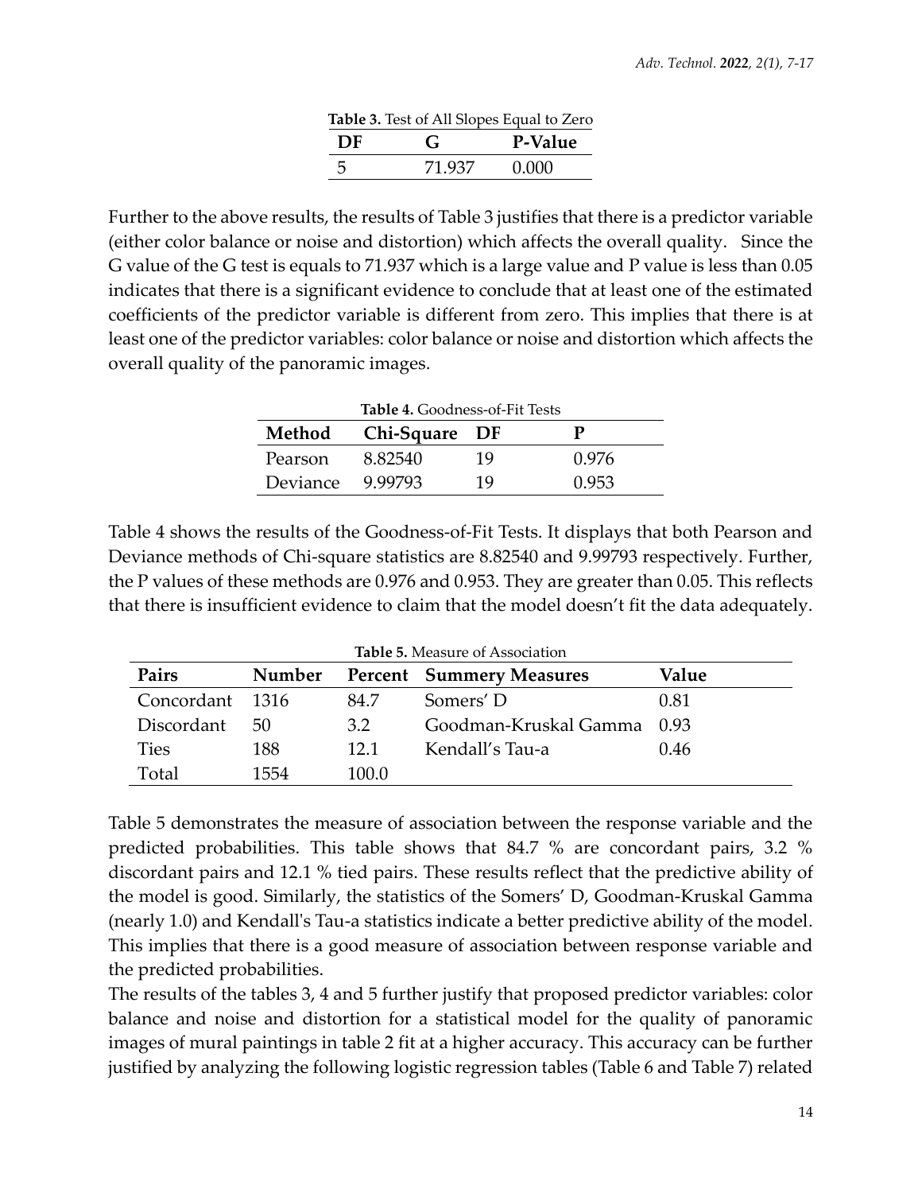**Table 3.** Test of All Slopes Equal to Zero

| DF | G | P-Value |
|---|---|---|
| 5 | 71.937 | 0.000 |

Further to the above results, the results of Table 3 justifies that there is a predictor variable (either color balance or noise and distortion) which affects the overall quality. Since the G value of the G test is equals to 71.937 which is a large value and P value is less than 0.05 indicates that there is a significant evidence to conclude that at least one of the estimated coefficients of the predictor variable is different from zero. This implies that there is at least one of the predictor variables: color balance or noise and distortion which affects the overall quality of the panoramic images.

**Table 4.** Goodness-of-Fit Tests

| Method | Chi-Square | DF | P |
|---|---|---|---|
| Pearson | 8.82540 | 19 | 0.976 |
| Deviance | 9.99793 | 19 | 0.953 |

Table 4 shows the results of the Goodness-of-Fit Tests. It displays that both Pearson and Deviance methods of Chi-square statistics are 8.82540 and 9.99793 respectively. Further, the P values of these methods are 0.976 and 0.953. They are greater than 0.05. This reflects that there is insufficient evidence to claim that the model doesn't fit the data adequately.

**Table 5.** Measure of Association

| Pairs | Number | Percent | Summery Measures | Value |
|---|---|---|---|---|
| Concordant | 1316 | 84.7 | Somers' D | 0.81 |
| Discordant | 50 | 3.2 | Goodman-Kruskal Gamma | 0.93 |
| Ties | 188 | 12.1 | Kendall's Tau-a | 0.46 |
| Total | 1554 | 100.0 | | |

Table 5 demonstrates the measure of association between the response variable and the predicted probabilities. This table shows that 84.7 % are concordant pairs, 3.2 % discordant pairs and 12.1 % tied pairs. These results reflect that the predictive ability of the model is good. Similarly, the statistics of the Somers' D, Goodman-Kruskal Gamma (nearly 1.0) and Kendall's Tau-a statistics indicate a better predictive ability of the model. This implies that there is a good measure of association between response variable and the predicted probabilities.

The results of the tables 3, 4 and 5 further justify that proposed predictor variables: color balance and noise and distortion for a statistical model for the quality of panoramic images of mural paintings in table 2 fit at a higher accuracy. This accuracy can be further justified by analyzing the following logistic regression tables (Table 6 and Table 7) related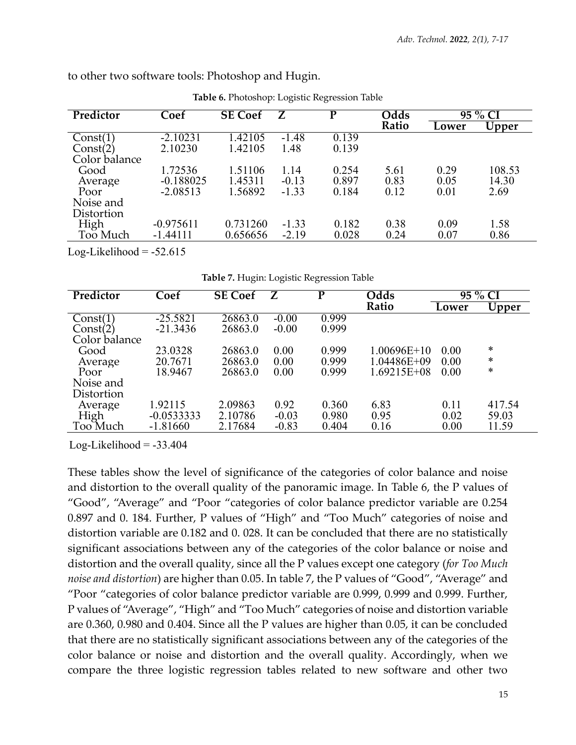to other two software tools: Photoshop and Hugin.

**Table 6.** Photoshop: Logistic Regression Table

| Predictor | Coef | SE Coef | Z | P | Odds Ratio | 95 % CI | |
|---|---|---|---|---|---|---|---|
| | | | | | | Lower | Upper |
| Const(1) | -2.10231 | 1.42105 | -1.48 | 0.139 | | | |
| Const(2) | 2.10230 | 1.42105 | 1.48 | 0.139 | | | |
| Color balance | | | | | | | |
| Good | 1.72536 | 1.51106 | 1.14 | 0.254 | 5.61 | 0.29 | 108.53 |
| Average | -0.188025 | 1.45311 | -0.13 | 0.897 | 0.83 | 0.05 | 14.30 |
| Poor | -2.08513 | 1.56892 | -1.33 | 0.184 | 0.12 | 0.01 | 2.69 |
| Noise and Distortion | | | | | | | |
| High | -0.975611 | 0.731260 | -1.33 | 0.182 | 0.38 | 0.09 | 1.58 |
| Too Much | -1.44111 | 0.656656 | -2.19 | 0.028 | 0.24 | 0.07 | 0.86 |

Log-Likelihood = -52.615

**Table 7.** Hugin: Logistic Regression Table

| Predictor | Coef | SE Coef | Z | P | Odds Ratio | 95 % CI | |
|---|---|---|---|---|---|---|---|
| | | | | | | Lower | Upper |
| Const(1) | -25.5821 | 26863.0 | -0.00 | 0.999 | | | |
| Const(2) | -21.3436 | 26863.0 | -0.00 | 0.999 | | | |
| Color balance | | | | | | | |
| Good | 23.0328 | 26863.0 | 0.00 | 0.999 | 1.00696E+10 | 0.00 | * |
| Average | 20.7671 | 26863.0 | 0.00 | 0.999 | 1.04486E+09 | 0.00 | * |
| Poor | 18.9467 | 26863.0 | 0.00 | 0.999 | 1.69215E+08 | 0.00 | * |
| Noise and Distortion | | | | | | | |
| Average | 1.92115 | 2.09863 | 0.92 | 0.360 | 6.83 | 0.11 | 417.54 |
| High | -0.0533333 | 2.10786 | -0.03 | 0.980 | 0.95 | 0.02 | 59.03 |
| Too Much | -1.81660 | 2.17684 | -0.83 | 0.404 | 0.16 | 0.00 | 11.59 |

Log-Likelihood = -33.404

These tables show the level of significance of the categories of color balance and noise and distortion to the overall quality of the panoramic image. In Table 6, the P values of "Good", "Average" and "Poor "categories of color balance predictor variable are 0.254 0.897 and 0. 184. Further, P values of "High" and "Too Much" categories of noise and distortion variable are 0.182 and 0. 028. It can be concluded that there are no statistically significant associations between any of the categories of the color balance or noise and distortion and the overall quality, since all the P values except one category (*for Too Much noise and distortion*) are higher than 0.05. In table 7, the P values of "Good", "Average" and "Poor "categories of color balance predictor variable are 0.999, 0.999 and 0.999. Further, P values of "Average", "High" and "Too Much" categories of noise and distortion variable are 0.360, 0.980 and 0.404. Since all the P values are higher than 0.05, it can be concluded that there are no statistically significant associations between any of the categories of the color balance or noise and distortion and the overall quality. Accordingly, when we compare the three logistic regression tables related to new software and other two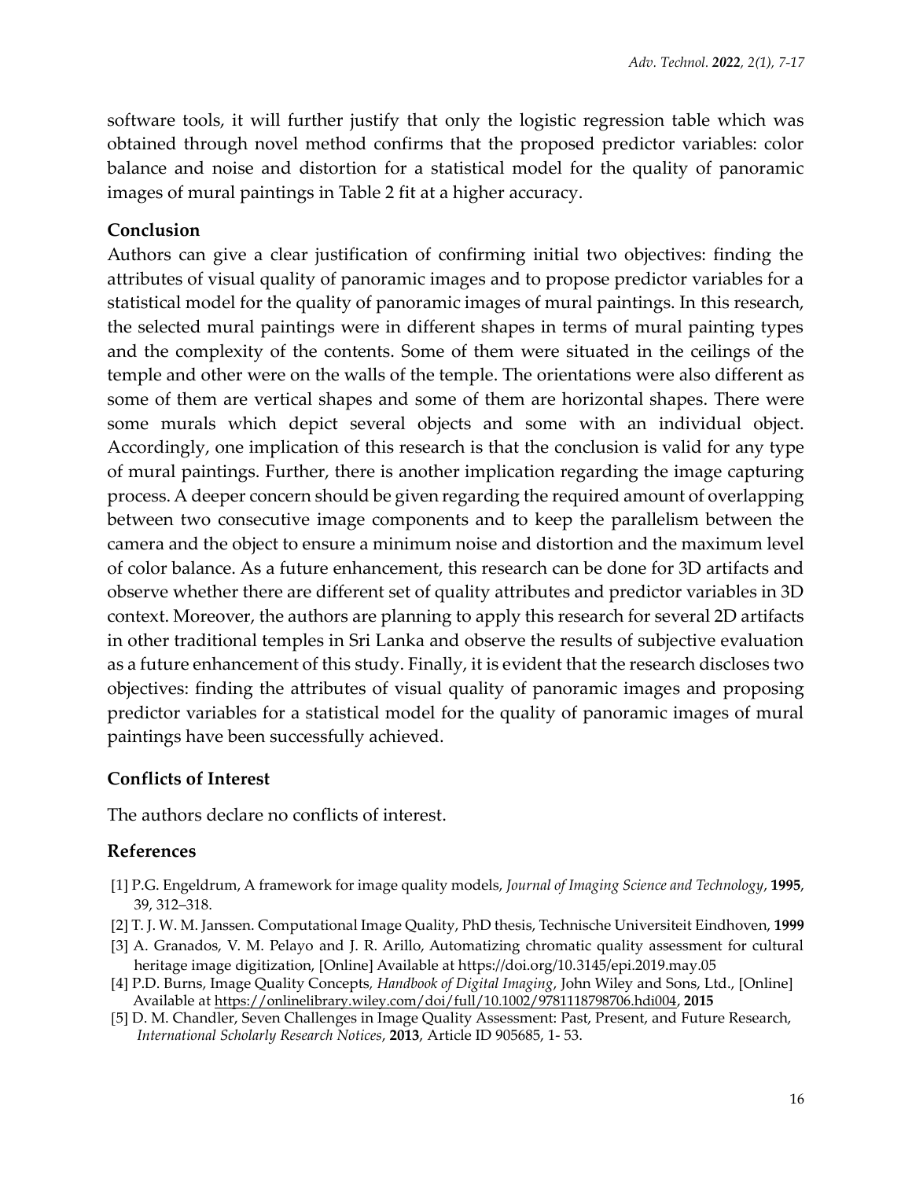software tools, it will further justify that only the logistic regression table which was obtained through novel method confirms that the proposed predictor variables: color balance and noise and distortion for a statistical model for the quality of panoramic images of mural paintings in Table 2 fit at a higher accuracy.

## Conclusion

Authors can give a clear justification of confirming initial two objectives: finding the attributes of visual quality of panoramic images and to propose predictor variables for a statistical model for the quality of panoramic images of mural paintings. In this research, the selected mural paintings were in different shapes in terms of mural painting types and the complexity of the contents. Some of them were situated in the ceilings of the temple and other were on the walls of the temple. The orientations were also different as some of them are vertical shapes and some of them are horizontal shapes. There were some murals which depict several objects and some with an individual object. Accordingly, one implication of this research is that the conclusion is valid for any type of mural paintings. Further, there is another implication regarding the image capturing process. A deeper concern should be given regarding the required amount of overlapping between two consecutive image components and to keep the parallelism between the camera and the object to ensure a minimum noise and distortion and the maximum level of color balance. As a future enhancement, this research can be done for 3D artifacts and observe whether there are different set of quality attributes and predictor variables in 3D context. Moreover, the authors are planning to apply this research for several 2D artifacts in other traditional temples in Sri Lanka and observe the results of subjective evaluation as a future enhancement of this study. Finally, it is evident that the research discloses two objectives: finding the attributes of visual quality of panoramic images and proposing predictor variables for a statistical model for the quality of panoramic images of mural paintings have been successfully achieved.

## Conflicts of Interest

The authors declare no conflicts of interest.

## References

[1] P.G. Engeldrum, A framework for image quality models, *Journal of Imaging Science and Technology*, **1995**, 39, 312–318.

[2] T. J. W. M. Janssen. Computational Image Quality, PhD thesis, Technische Universiteit Eindhoven, **1999**

[3] A. Granados, V. M. Pelayo and J. R. Arillo, Automatizing chromatic quality assessment for cultural heritage image digitization, [Online] Available at https://doi.org/10.3145/epi.2019.may.05

[4] P.D. Burns, Image Quality Concepts, *Handbook of Digital Imaging*, John Wiley and Sons, Ltd., [Online] Available at https://onlinelibrary.wiley.com/doi/full/10.1002/9781118798706.hdi004, **2015**

[5] D. M. Chandler, Seven Challenges in Image Quality Assessment: Past, Present, and Future Research, *International Scholarly Research Notices*, **2013**, Article ID 905685, 1- 53.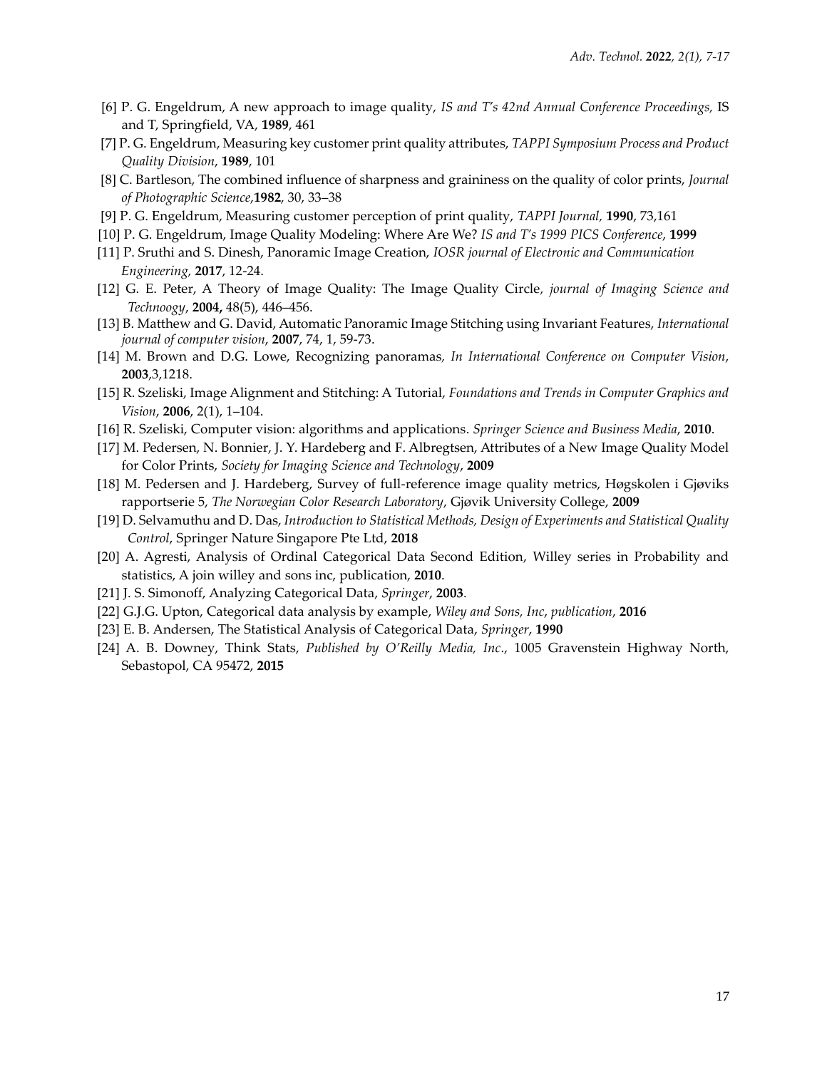[6] P. G. Engeldrum, A new approach to image quality, *IS and T's 42nd Annual Conference Proceedings,* IS and T, Springfield, VA, **1989**, 461

[7] P. G. Engeldrum, Measuring key customer print quality attributes, *TAPPI Symposium Process and Product Quality Division*, **1989**, 101

[8] C. Bartleson, The combined influence of sharpness and graininess on the quality of color prints, *Journal of Photographic Science*,**1982**, 30, 33–38

[9] P. G. Engeldrum, Measuring customer perception of print quality, *TAPPI Journal,* **1990**, 73,161

[10] P. G. Engeldrum, Image Quality Modeling: Where Are We? *IS and T's 1999 PICS Conference*, **1999**

[11] P. Sruthi and S. Dinesh, Panoramic Image Creation, *IOSR journal of Electronic and Communication Engineering,* **2017**, 12-24.

[12] G. E. Peter, A Theory of Image Quality: The Image Quality Circle, *journal of Imaging Science and Technoogy*, **2004,** 48(5), 446–456.

[13] B. Matthew and G. David, Automatic Panoramic Image Stitching using Invariant Features, *International journal of computer vision*, **2007**, 74, 1, 59-73.

[14] M. Brown and D.G. Lowe, Recognizing panoramas, *In International Conference on Computer Vision*, **2003**,3,1218.

[15] R. Szeliski, Image Alignment and Stitching: A Tutorial, *Foundations and Trends in Computer Graphics and Vision*, **2006**, 2(1), 1–104.

[16] R. Szeliski, Computer vision: algorithms and applications. *Springer Science and Business Media*, **2010**.

[17] M. Pedersen, N. Bonnier, J. Y. Hardeberg and F. Albregtsen, Attributes of a New Image Quality Model for Color Prints, *Society for Imaging Science and Technology*, **2009**

[18] M. Pedersen and J. Hardeberg, Survey of full-reference image quality metrics, Høgskolen i Gjøviks rapportserie 5, *The Norwegian Color Research Laboratory*, Gjøvik University College, **2009**

[19] D. Selvamuthu and D. Das, *Introduction to Statistical Methods, Design of Experiments and Statistical Quality Control*, Springer Nature Singapore Pte Ltd, **2018**

[20] A. Agresti, Analysis of Ordinal Categorical Data Second Edition, Willey series in Probability and statistics, A join willey and sons inc, publication, **2010**.

[21] J. S. Simonoff, Analyzing Categorical Data, *Springer*, **2003**.

[22] G.J.G. Upton, Categorical data analysis by example, *Wiley and Sons, Inc*, *publication*, **2016**

[23] E. B. Andersen, The Statistical Analysis of Categorical Data, *Springer*, **1990**

[24] A. B. Downey, Think Stats, *Published by O'Reilly Media, Inc*., 1005 Gravenstein Highway North, Sebastopol, CA 95472, **2015**